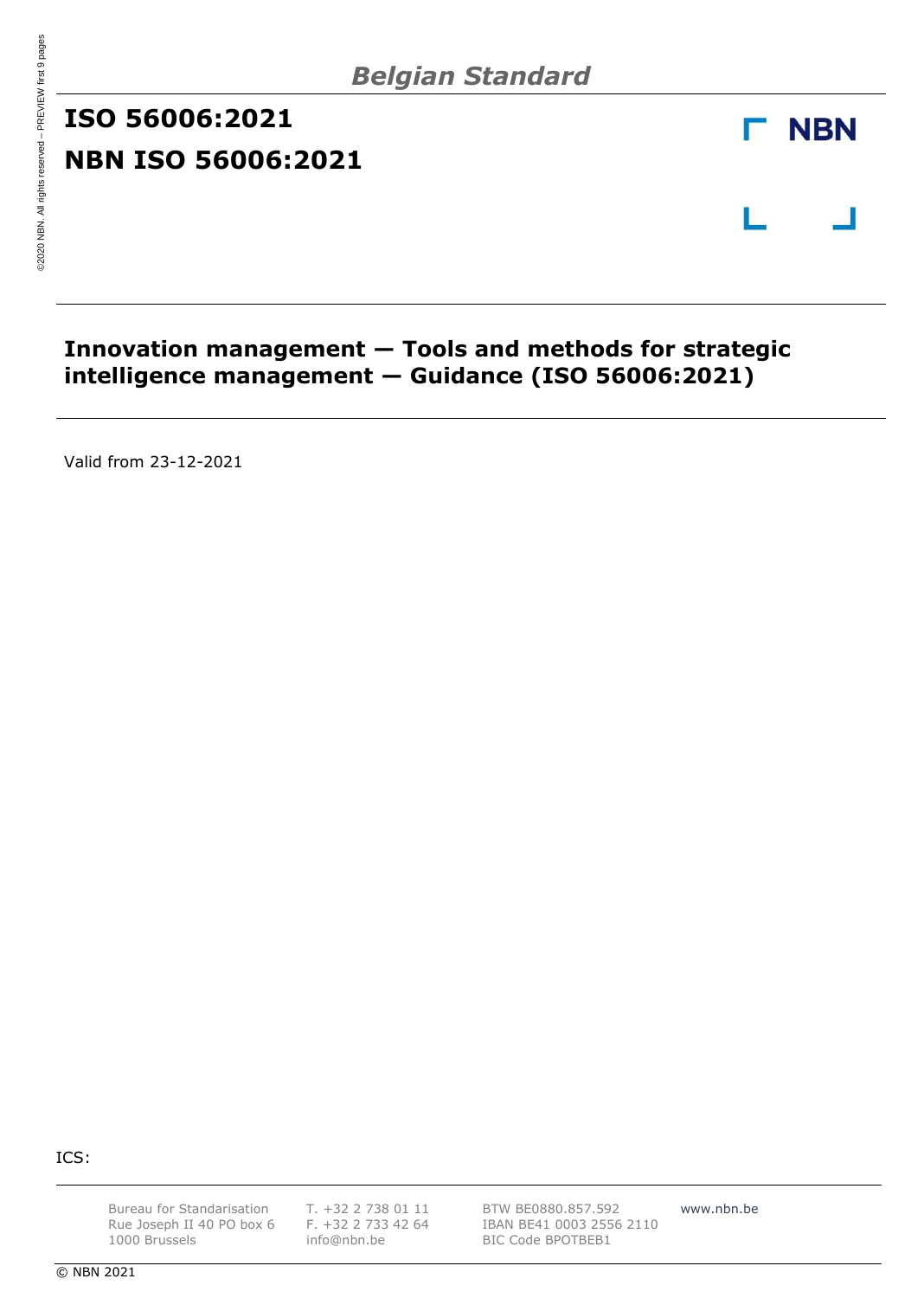*Belgian Standard*

# ISO 56006:2021

# NBN ISO 56006:2021

NBN

## Innovation management — Tools and methods for strategic intelligence management — Guidance (ISO 56006:2021)

Valid from 23-12-2021

ICS:

Bureau for Standarisation
Rue Joseph II 40 PO box 6
1000 Brussels

T. +32 2 738 01 11
F. +32 2 733 42 64
info@nbn.be

BTW BE0880.857.592
IBAN BE41 0003 2556 2110
BIC Code BPOTBEB1

www.nbn.be

© NBN 2021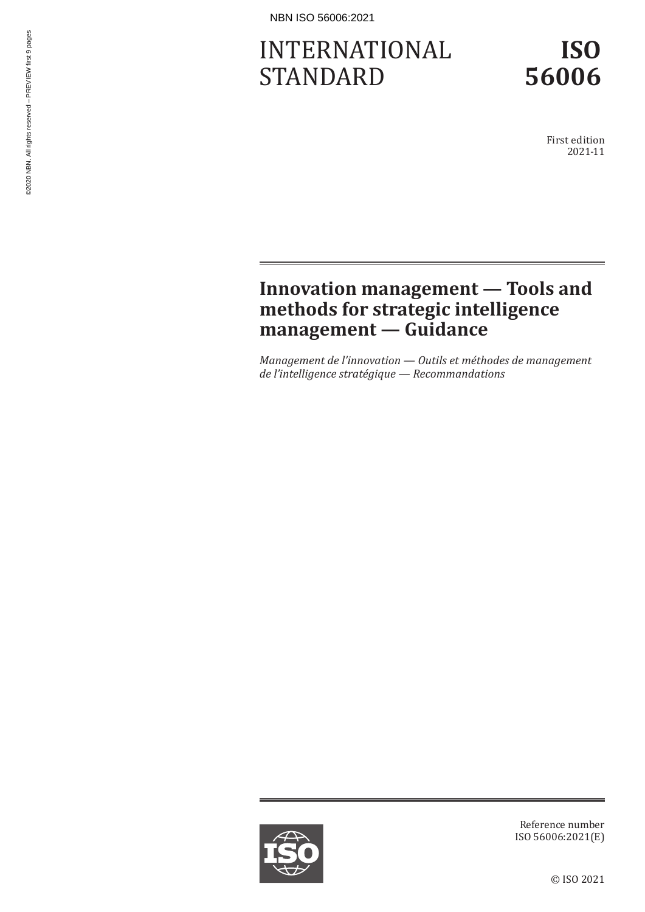# INTERNATIONAL STANDARD

# ISO 56006

First edition
2021-11

## Innovation management — Tools and methods for strategic intelligence management — Guidance

*Management de l'innovation — Outils et méthodes de management de l'intelligence stratégique — Recommandations*

Reference number
ISO 56006:2021(E)

© ISO 2021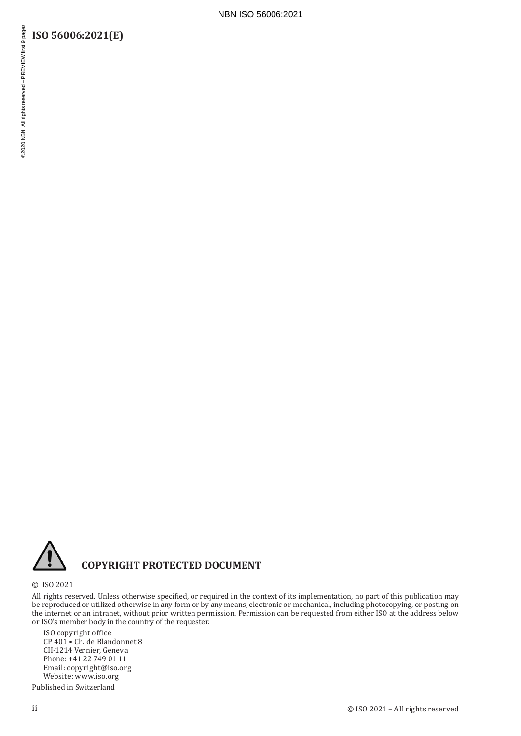**COPYRIGHT PROTECTED DOCUMENT**

© ISO 2021

All rights reserved. Unless otherwise specified, or required in the context of its implementation, no part of this publication may be reproduced or utilized otherwise in any form or by any means, electronic or mechanical, including photocopying, or posting on the internet or an intranet, without prior written permission. Permission can be requested from either ISO at the address below or ISO's member body in the country of the requester.

ISO copyright office
CP 401 • Ch. de Blandonnet 8
CH-1214 Vernier, Geneva
Phone: +41 22 749 01 11
Email: copyright@iso.org
Website: www.iso.org

Published in Switzerland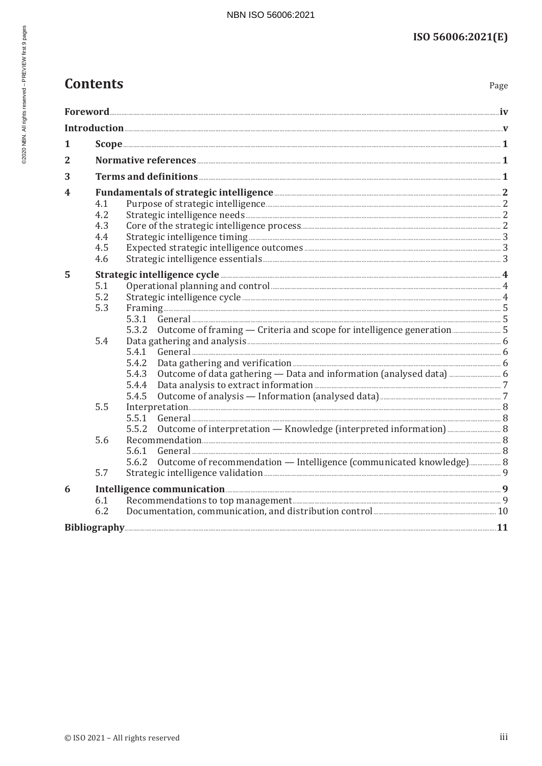# Contents

Page

**Foreword** .......... **iv**

**Introduction** .......... **v**

**1 Scope** .......... **1**

**2 Normative references** .......... **1**

**3 Terms and definitions** .......... **1**

**4 Fundamentals of strategic intelligence** .......... **2**

- 4.1 Purpose of strategic intelligence .......... 2
- 4.2 Strategic intelligence needs .......... 2
- 4.3 Core of the strategic intelligence process .......... 2
- 4.4 Strategic intelligence timing .......... 3
- 4.5 Expected strategic intelligence outcomes .......... 3
- 4.6 Strategic intelligence essentials .......... 3

**5 Strategic intelligence cycle** .......... **4**

- 5.1 Operational planning and control .......... 4
- 5.2 Strategic intelligence cycle .......... 4
- 5.3 Framing .......... 5
  - 5.3.1 General .......... 5
  - 5.3.2 Outcome of framing — Criteria and scope for intelligence generation .......... 5
- 5.4 Data gathering and analysis .......... 6
  - 5.4.1 General .......... 6
  - 5.4.2 Data gathering and verification .......... 6
  - 5.4.3 Outcome of data gathering — Data and information (analysed data) .......... 6
  - 5.4.4 Data analysis to extract information .......... 7
  - 5.4.5 Outcome of analysis — Information (analysed data) .......... 7
- 5.5 Interpretation .......... 8
  - 5.5.1 General .......... 8
  - 5.5.2 Outcome of interpretation — Knowledge (interpreted information) .......... 8
- 5.6 Recommendation .......... 8
  - 5.6.1 General .......... 8
  - 5.6.2 Outcome of recommendation — Intelligence (communicated knowledge) .......... 8
- 5.7 Strategic intelligence validation .......... 9

**6 Intelligence communication** .......... **9**

- 6.1 Recommendations to top management .......... 9
- 6.2 Documentation, communication, and distribution control .......... 10

**Bibliography** .......... **11**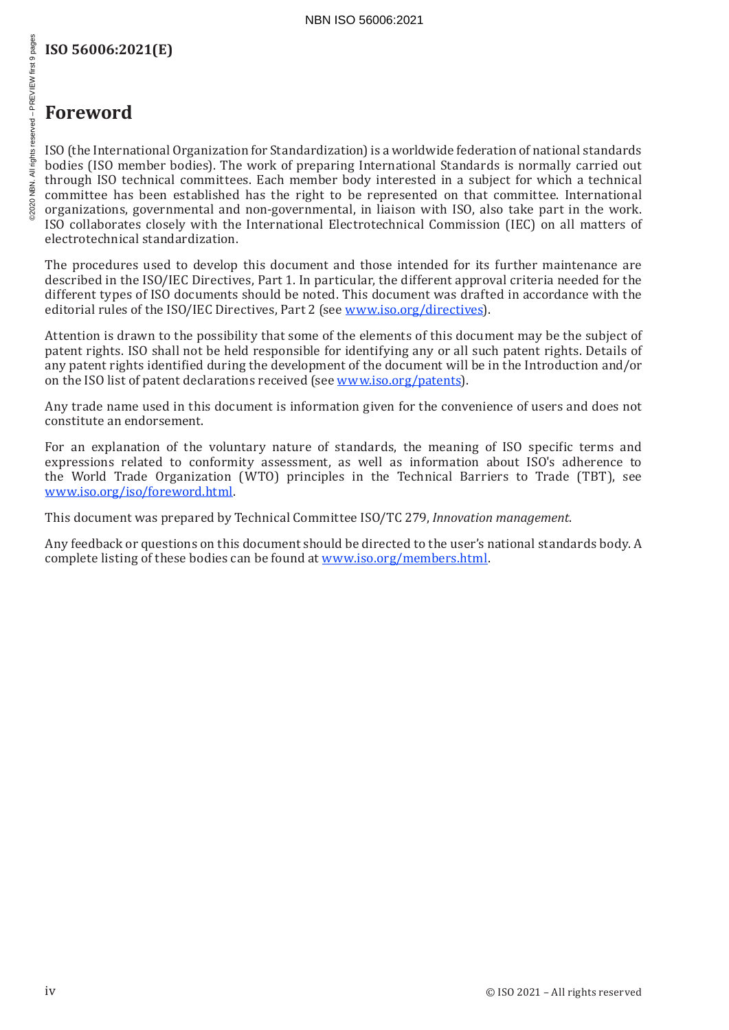# Foreword

ISO (the International Organization for Standardization) is a worldwide federation of national standards bodies (ISO member bodies). The work of preparing International Standards is normally carried out through ISO technical committees. Each member body interested in a subject for which a technical committee has been established has the right to be represented on that committee. International organizations, governmental and non-governmental, in liaison with ISO, also take part in the work. ISO collaborates closely with the International Electrotechnical Commission (IEC) on all matters of electrotechnical standardization.

The procedures used to develop this document and those intended for its further maintenance are described in the ISO/IEC Directives, Part 1. In particular, the different approval criteria needed for the different types of ISO documents should be noted. This document was drafted in accordance with the editorial rules of the ISO/IEC Directives, Part 2 (see www.iso.org/directives).

Attention is drawn to the possibility that some of the elements of this document may be the subject of patent rights. ISO shall not be held responsible for identifying any or all such patent rights. Details of any patent rights identified during the development of the document will be in the Introduction and/or on the ISO list of patent declarations received (see www.iso.org/patents).

Any trade name used in this document is information given for the convenience of users and does not constitute an endorsement.

For an explanation of the voluntary nature of standards, the meaning of ISO specific terms and expressions related to conformity assessment, as well as information about ISO's adherence to the World Trade Organization (WTO) principles in the Technical Barriers to Trade (TBT), see www.iso.org/iso/foreword.html.

This document was prepared by Technical Committee ISO/TC 279, *Innovation management*.

Any feedback or questions on this document should be directed to the user's national standards body. A complete listing of these bodies can be found at www.iso.org/members.html.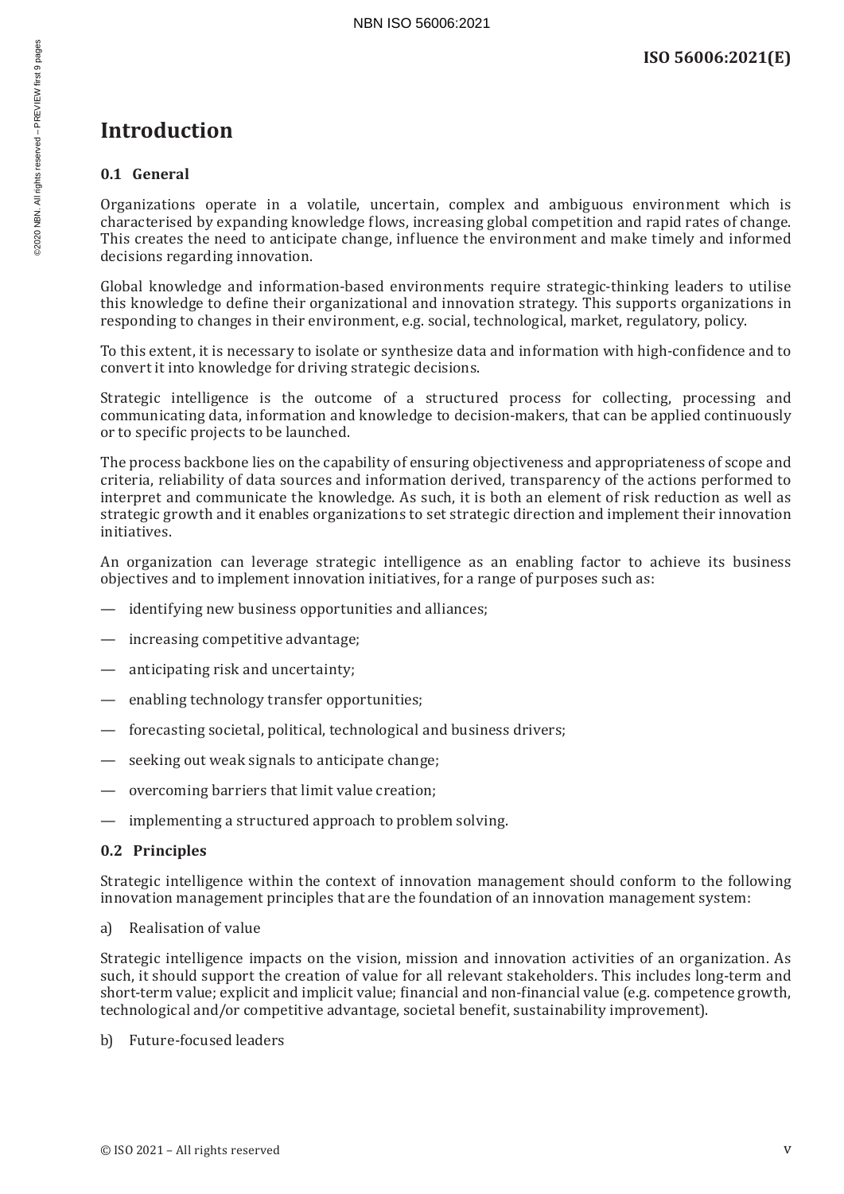# Introduction

## 0.1 General

Organizations operate in a volatile, uncertain, complex and ambiguous environment which is characterised by expanding knowledge flows, increasing global competition and rapid rates of change. This creates the need to anticipate change, influence the environment and make timely and informed decisions regarding innovation.

Global knowledge and information-based environments require strategic-thinking leaders to utilise this knowledge to define their organizational and innovation strategy. This supports organizations in responding to changes in their environment, e.g. social, technological, market, regulatory, policy.

To this extent, it is necessary to isolate or synthesize data and information with high-confidence and to convert it into knowledge for driving strategic decisions.

Strategic intelligence is the outcome of a structured process for collecting, processing and communicating data, information and knowledge to decision-makers, that can be applied continuously or to specific projects to be launched.

The process backbone lies on the capability of ensuring objectiveness and appropriateness of scope and criteria, reliability of data sources and information derived, transparency of the actions performed to interpret and communicate the knowledge. As such, it is both an element of risk reduction as well as strategic growth and it enables organizations to set strategic direction and implement their innovation initiatives.

An organization can leverage strategic intelligence as an enabling factor to achieve its business objectives and to implement innovation initiatives, for a range of purposes such as:

- identifying new business opportunities and alliances;
- increasing competitive advantage;
- anticipating risk and uncertainty;
- enabling technology transfer opportunities;
- forecasting societal, political, technological and business drivers;
- seeking out weak signals to anticipate change;
- overcoming barriers that limit value creation;
- implementing a structured approach to problem solving.

## 0.2 Principles

Strategic intelligence within the context of innovation management should conform to the following innovation management principles that are the foundation of an innovation management system:

a) Realisation of value

Strategic intelligence impacts on the vision, mission and innovation activities of an organization. As such, it should support the creation of value for all relevant stakeholders. This includes long-term and short-term value; explicit and implicit value; financial and non-financial value (e.g. competence growth, technological and/or competitive advantage, societal benefit, sustainability improvement).

b) Future-focused leaders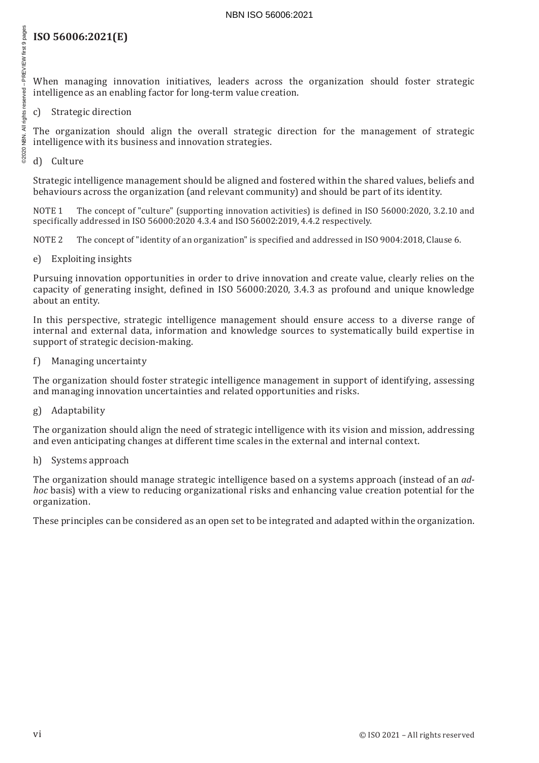When managing innovation initiatives, leaders across the organization should foster strategic intelligence as an enabling factor for long-term value creation.

c) Strategic direction

The organization should align the overall strategic direction for the management of strategic intelligence with its business and innovation strategies.

d) Culture

Strategic intelligence management should be aligned and fostered within the shared values, beliefs and behaviours across the organization (and relevant community) and should be part of its identity.

NOTE 1 The concept of "culture" (supporting innovation activities) is defined in ISO 56000:2020, 3.2.10 and specifically addressed in ISO 56000:2020 4.3.4 and ISO 56002:2019, 4.4.2 respectively.

NOTE 2 The concept of "identity of an organization" is specified and addressed in ISO 9004:2018, Clause 6.

e) Exploiting insights

Pursuing innovation opportunities in order to drive innovation and create value, clearly relies on the capacity of generating insight, defined in ISO 56000:2020, 3.4.3 as profound and unique knowledge about an entity.

In this perspective, strategic intelligence management should ensure access to a diverse range of internal and external data, information and knowledge sources to systematically build expertise in support of strategic decision-making.

f) Managing uncertainty

The organization should foster strategic intelligence management in support of identifying, assessing and managing innovation uncertainties and related opportunities and risks.

g) Adaptability

The organization should align the need of strategic intelligence with its vision and mission, addressing and even anticipating changes at different time scales in the external and internal context.

h) Systems approach

The organization should manage strategic intelligence based on a systems approach (instead of an *ad-hoc* basis) with a view to reducing organizational risks and enhancing value creation potential for the organization.

These principles can be considered as an open set to be integrated and adapted within the organization.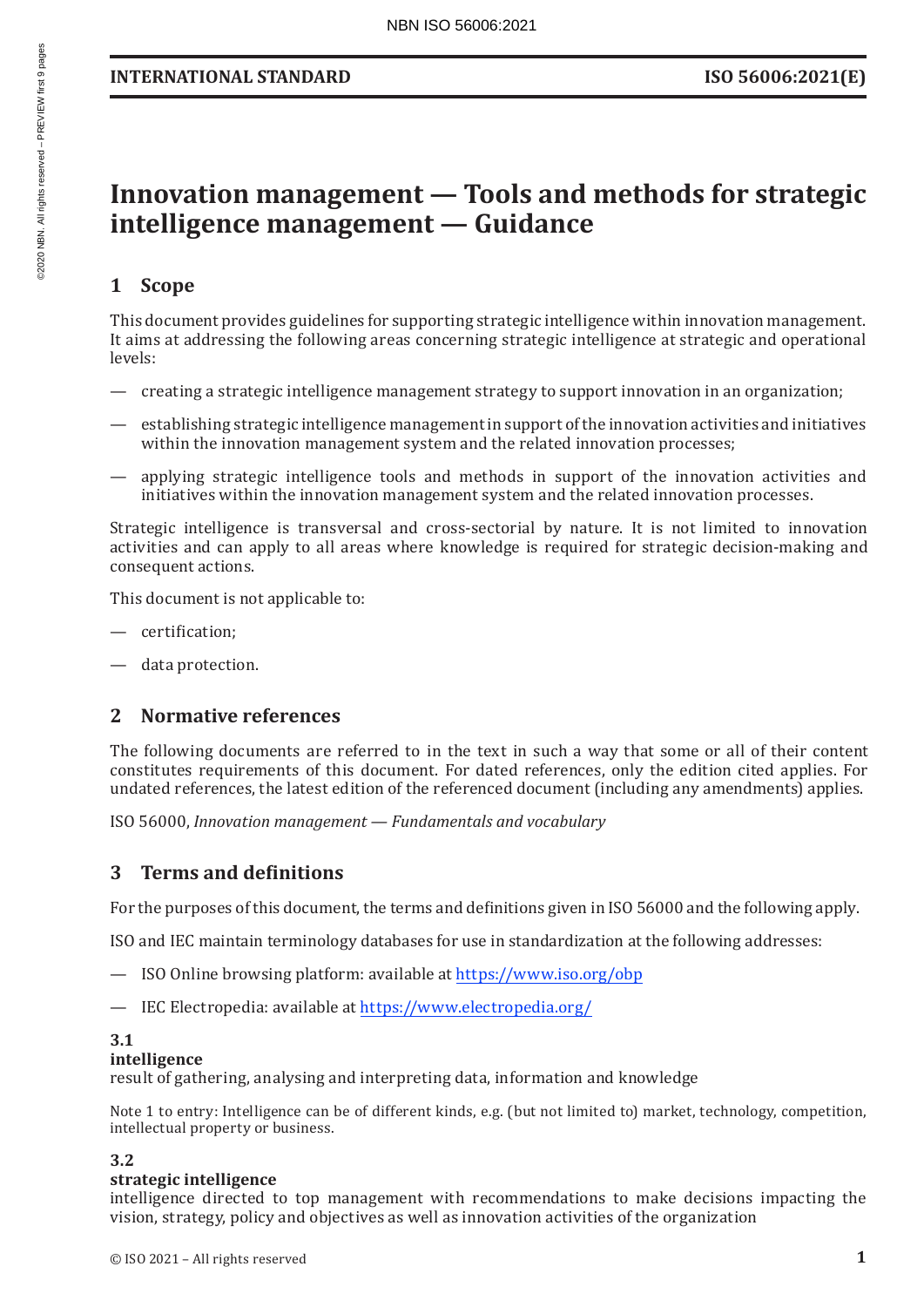# Innovation management — Tools and methods for strategic intelligence management — Guidance

## 1 Scope

This document provides guidelines for supporting strategic intelligence within innovation management. It aims at addressing the following areas concerning strategic intelligence at strategic and operational levels:

— creating a strategic intelligence management strategy to support innovation in an organization;

— establishing strategic intelligence management in support of the innovation activities and initiatives within the innovation management system and the related innovation processes;

— applying strategic intelligence tools and methods in support of the innovation activities and initiatives within the innovation management system and the related innovation processes.

Strategic intelligence is transversal and cross-sectorial by nature. It is not limited to innovation activities and can apply to all areas where knowledge is required for strategic decision-making and consequent actions.

This document is not applicable to:

— certification;

— data protection.

## 2 Normative references

The following documents are referred to in the text in such a way that some or all of their content constitutes requirements of this document. For dated references, only the edition cited applies. For undated references, the latest edition of the referenced document (including any amendments) applies.

ISO 56000, *Innovation management — Fundamentals and vocabulary*

## 3 Terms and definitions

For the purposes of this document, the terms and definitions given in ISO 56000 and the following apply.

ISO and IEC maintain terminology databases for use in standardization at the following addresses:

— ISO Online browsing platform: available at https://www.iso.org/obp

— IEC Electropedia: available at https://www.electropedia.org/

**3.1**
**intelligence**
result of gathering, analysing and interpreting data, information and knowledge

Note 1 to entry: Intelligence can be of different kinds, e.g. (but not limited to) market, technology, competition, intellectual property or business.

**3.2**
**strategic intelligence**
intelligence directed to top management with recommendations to make decisions impacting the vision, strategy, policy and objectives as well as innovation activities of the organization